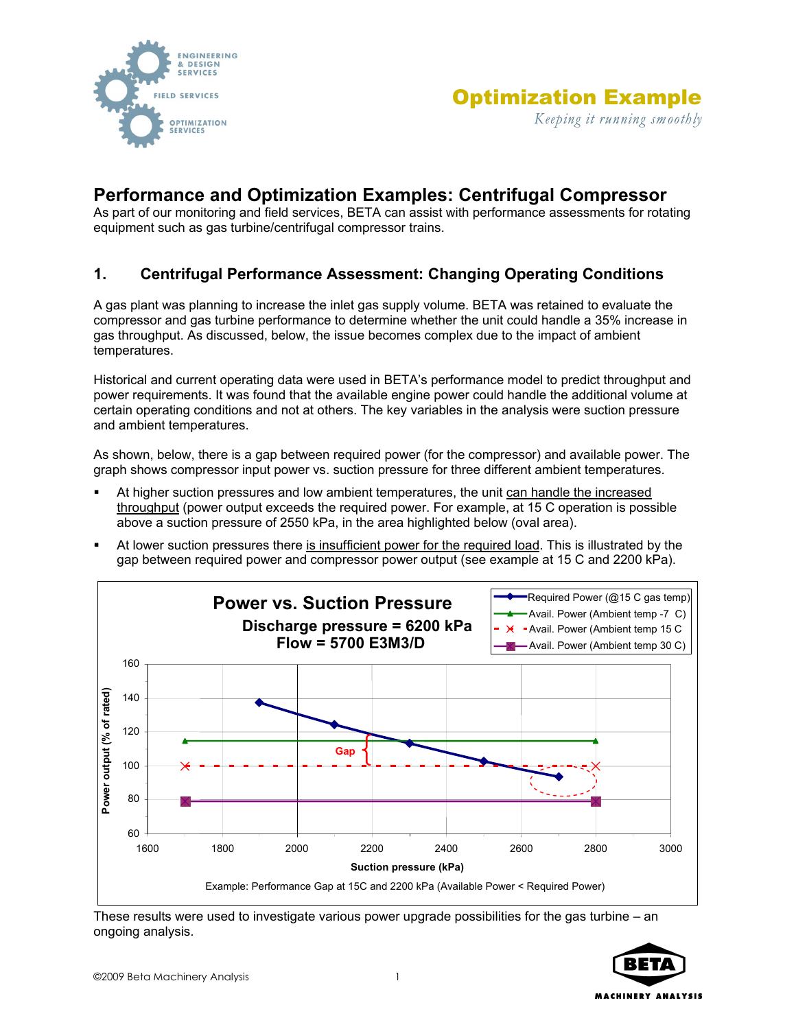# Optimization Example

*Keeping it running smoothly*

## Performance and Optimization Examples: Centrifugal Compressor

As part of our monitoring and field services, BETA can assist with performance assessments for rotating equipment such as gas turbine/centrifugal compressor trains.

### 1. Centrifugal Performance Assessment: Changing Operating Conditions

A gas plant was planning to increase the inlet gas supply volume. BETA was retained to evaluate the compressor and gas turbine performance to determine whether the unit could handle a 35% increase in gas throughput. As discussed, below, the issue becomes complex due to the impact of ambient temperatures.

Historical and current operating data were used in BETA's performance model to predict throughput and power requirements. It was found that the available engine power could handle the additional volume at certain operating conditions and not at others. The key variables in the analysis were suction pressure and ambient temperatures.

As shown, below, there is a gap between required power (for the compressor) and available power. The graph shows compressor input power vs. suction pressure for three different ambient temperatures.

- At higher suction pressures and low ambient temperatures, the unit can handle the increased throughput (power output exceeds the required power. For example, at 15 C operation is possible above a suction pressure of 2550 kPa, in the area highlighted below (oval area).
- At lower suction pressures there is insufficient power for the required load. This is illustrated by the gap between required power and compressor power output (see example at 15 C and 2200 kPa).

**Power vs. Suction Pressure**
Discharge pressure = 6200 kPa
Flow = 5700 E3M3/D

Legend: Required Power (@15 C gas temp); Avail. Power (Ambient temp -7 C); Avail. Power (Ambient temp 15 C; Avail. Power (Ambient temp 30 C)

Y-axis: Power output (% of rated); X-axis: Suction pressure (kPa)

Example: Performance Gap at 15C and 2200 kPa (Available Power < Required Power)

These results were used to investigate various power upgrade possibilities for the gas turbine – an ongoing analysis.

©2009 Beta Machinery Analysis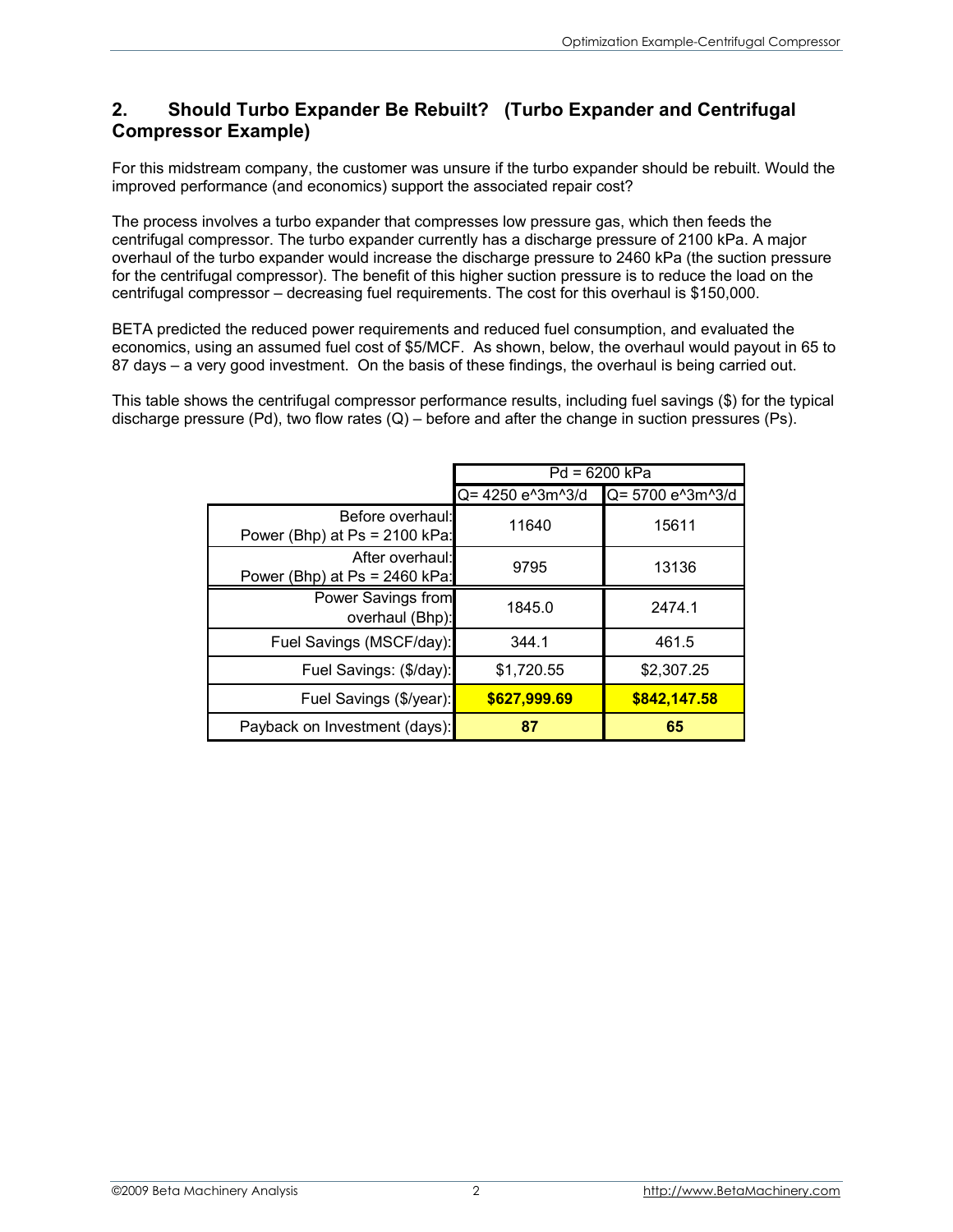## 2. Should Turbo Expander Be Rebuilt? (Turbo Expander and Centrifugal Compressor Example)

For this midstream company, the customer was unsure if the turbo expander should be rebuilt. Would the improved performance (and economics) support the associated repair cost?

The process involves a turbo expander that compresses low pressure gas, which then feeds the centrifugal compressor. The turbo expander currently has a discharge pressure of 2100 kPa. A major overhaul of the turbo expander would increase the discharge pressure to 2460 kPa (the suction pressure for the centrifugal compressor). The benefit of this higher suction pressure is to reduce the load on the centrifugal compressor – decreasing fuel requirements. The cost for this overhaul is $150,000.

BETA predicted the reduced power requirements and reduced fuel consumption, and evaluated the economics, using an assumed fuel cost of $5/MCF. As shown, below, the overhaul would payout in 65 to 87 days – a very good investment. On the basis of these findings, the overhaul is being carried out.

This table shows the centrifugal compressor performance results, including fuel savings ($) for the typical discharge pressure (Pd), two flow rates (Q) – before and after the change in suction pressures (Ps).

| | Pd = 6200 kPa | |
|---|---|---|
| | Q= 4250 e^3m^3/d | Q= 5700 e^3m^3/d |
| Before overhaul: Power (Bhp) at Ps = 2100 kPa: | 11640 | 15611 |
| After overhaul: Power (Bhp) at Ps = 2460 kPa: | 9795 | 13136 |
| Power Savings from overhaul (Bhp): | 1845.0 | 2474.1 |
| Fuel Savings (MSCF/day): | 344.1 | 461.5 |
| Fuel Savings: ($/day): | $1,720.55 | $2,307.25 |
| Fuel Savings ($/year): | **$627,999.69** | **$842,147.58** |
| Payback on Investment (days): | **87** | **65** |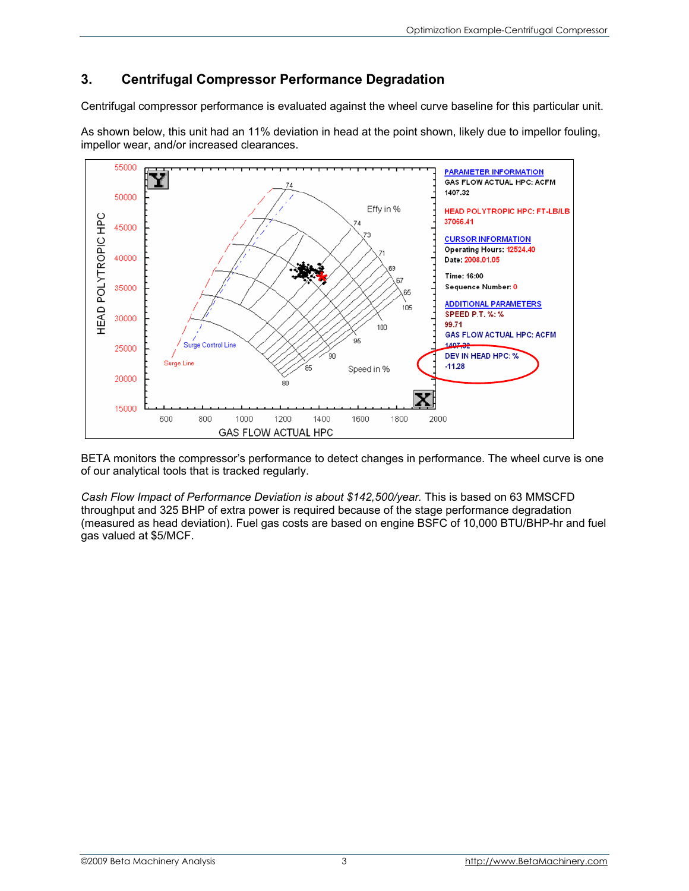## 3. Centrifugal Compressor Performance Degradation

Centrifugal compressor performance is evaluated against the wheel curve baseline for this particular unit.

As shown below, this unit had an 11% deviation in head at the point shown, likely due to impellor fouling, impellor wear, and/or increased clearances.

BETA monitors the compressor's performance to detect changes in performance. The wheel curve is one of our analytical tools that is tracked regularly.

*Cash Flow Impact of Performance Deviation is about $142,500/year.* This is based on 63 MMSCFD throughput and 325 BHP of extra power is required because of the stage performance degradation (measured as head deviation). Fuel gas costs are based on engine BSFC of 10,000 BTU/BHP-hr and fuel gas valued at $5/MCF.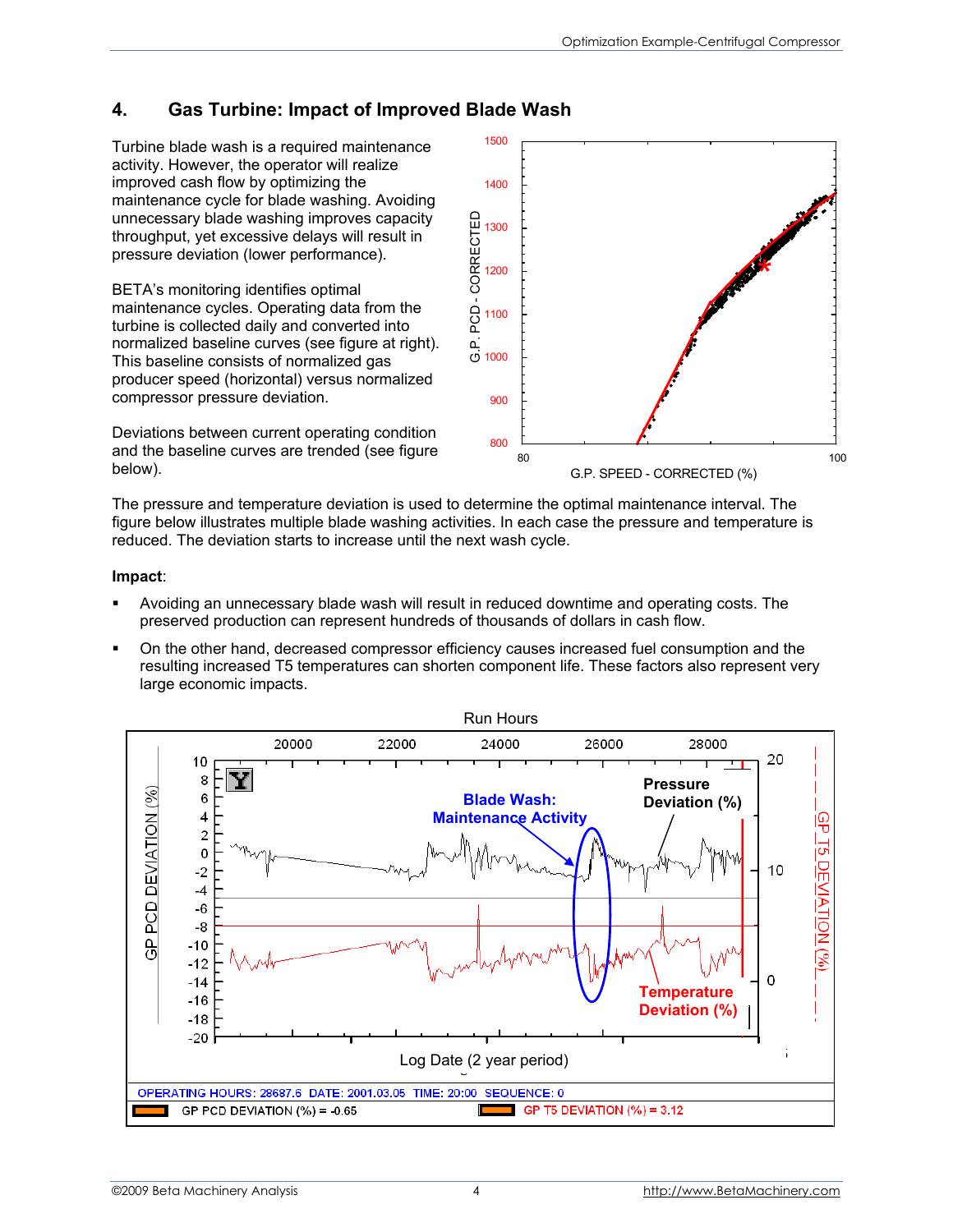## 4. Gas Turbine: Impact of Improved Blade Wash

Turbine blade wash is a required maintenance activity. However, the operator will realize improved cash flow by optimizing the maintenance cycle for blade washing. Avoiding unnecessary blade washing improves capacity throughput, yet excessive delays will result in pressure deviation (lower performance).

BETA's monitoring identifies optimal maintenance cycles. Operating data from the turbine is collected daily and converted into normalized baseline curves (see figure at right). This baseline consists of normalized gas producer speed (horizontal) versus normalized compressor pressure deviation.

Deviations between current operating condition and the baseline curves are trended (see figure below).

The pressure and temperature deviation is used to determine the optimal maintenance interval. The figure below illustrates multiple blade washing activities. In each case the pressure and temperature is reduced. The deviation starts to increase until the next wash cycle.

**Impact**:

- Avoiding an unnecessary blade wash will result in reduced downtime and operating costs. The preserved production can represent hundreds of thousands of dollars in cash flow.
- On the other hand, decreased compressor efficiency causes increased fuel consumption and the resulting increased T5 temperatures can shorten component life. These factors also represent very large economic impacts.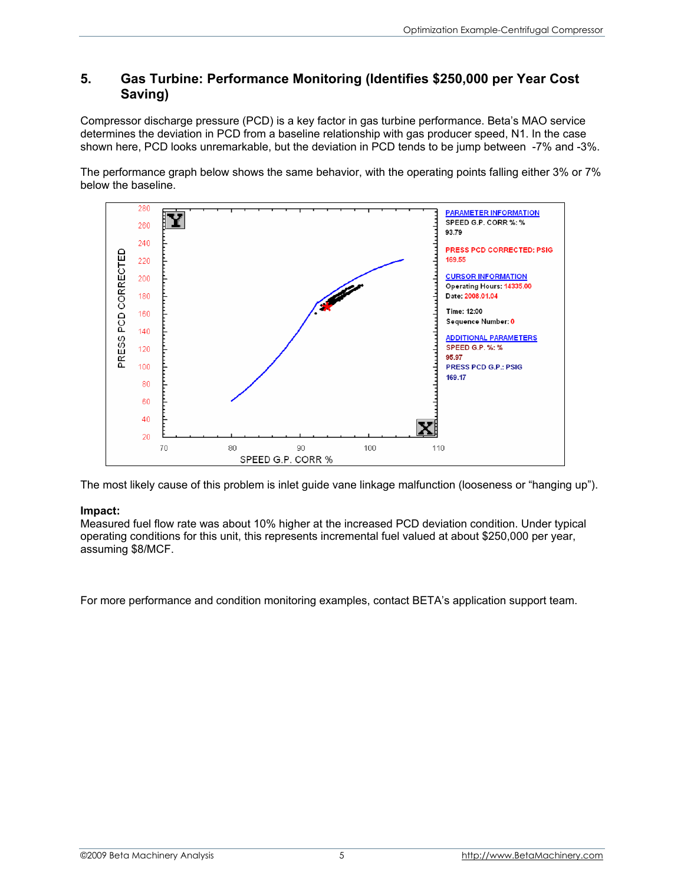## 5. Gas Turbine: Performance Monitoring (Identifies $250,000 per Year Cost Saving)

Compressor discharge pressure (PCD) is a key factor in gas turbine performance. Beta's MAO service determines the deviation in PCD from a baseline relationship with gas producer speed, N1. In the case shown here, PCD looks unremarkable, but the deviation in PCD tends to be jump between -7% and -3%.

The performance graph below shows the same behavior, with the operating points falling either 3% or 7% below the baseline.

PRESS PCD CORRECTED

280
260
240
220
200
180
160
140
120
100
80
60
40
20

70
80
90
100
110

SPEED G.P. CORR %

PARAMETER INFORMATION
SPEED G.P. CORR %: %
93.79

PRESS PCD CORRECTED: PSIG
169.55

CURSOR INFORMATION
Operating Hours: 14335.00
Date: 2008.01.04

Time: 12:00
Sequence Number: 0

ADDITIONAL PARAMETERS
SPEED G.P. %: %
95.97
PRESS PCD G.P.: PSIG
169.17

The most likely cause of this problem is inlet guide vane linkage malfunction (looseness or "hanging up").

**Impact:**
Measured fuel flow rate was about 10% higher at the increased PCD deviation condition. Under typical operating conditions for this unit, this represents incremental fuel valued at about $250,000 per year, assuming $8/MCF.

For more performance and condition monitoring examples, contact BETA's application support team.